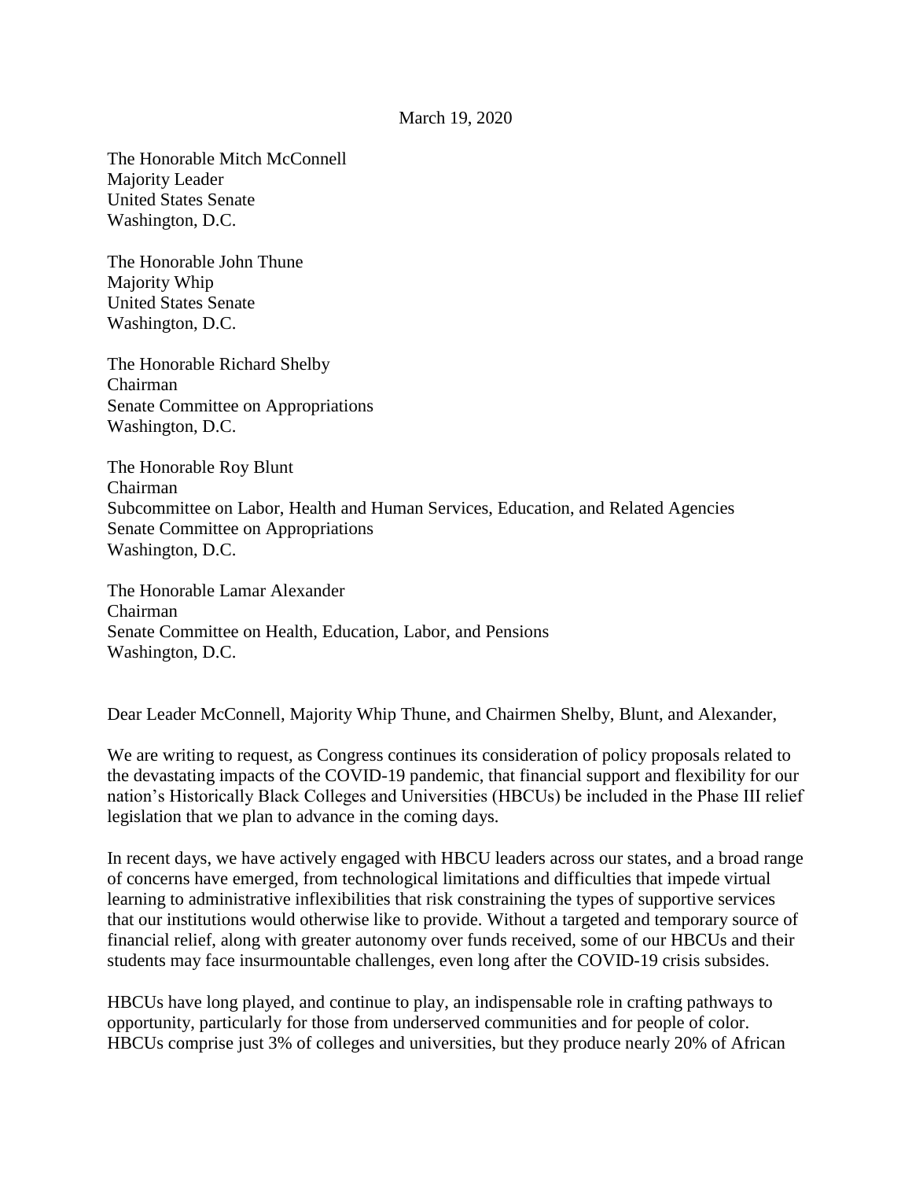March 19, 2020

The Honorable Mitch McConnell
Majority Leader
United States Senate
Washington, D.C.

The Honorable John Thune
Majority Whip
United States Senate
Washington, D.C.

The Honorable Richard Shelby
Chairman
Senate Committee on Appropriations
Washington, D.C.

The Honorable Roy Blunt
Chairman
Subcommittee on Labor, Health and Human Services, Education, and Related Agencies
Senate Committee on Appropriations
Washington, D.C.

The Honorable Lamar Alexander
Chairman
Senate Committee on Health, Education, Labor, and Pensions
Washington, D.C.

Dear Leader McConnell, Majority Whip Thune, and Chairmen Shelby, Blunt, and Alexander,

We are writing to request, as Congress continues its consideration of policy proposals related to the devastating impacts of the COVID-19 pandemic, that financial support and flexibility for our nation's Historically Black Colleges and Universities (HBCUs) be included in the Phase III relief legislation that we plan to advance in the coming days.

In recent days, we have actively engaged with HBCU leaders across our states, and a broad range of concerns have emerged, from technological limitations and difficulties that impede virtual learning to administrative inflexibilities that risk constraining the types of supportive services that our institutions would otherwise like to provide. Without a targeted and temporary source of financial relief, along with greater autonomy over funds received, some of our HBCUs and their students may face insurmountable challenges, even long after the COVID-19 crisis subsides.

HBCUs have long played, and continue to play, an indispensable role in crafting pathways to opportunity, particularly for those from underserved communities and for people of color. HBCUs comprise just 3% of colleges and universities, but they produce nearly 20% of African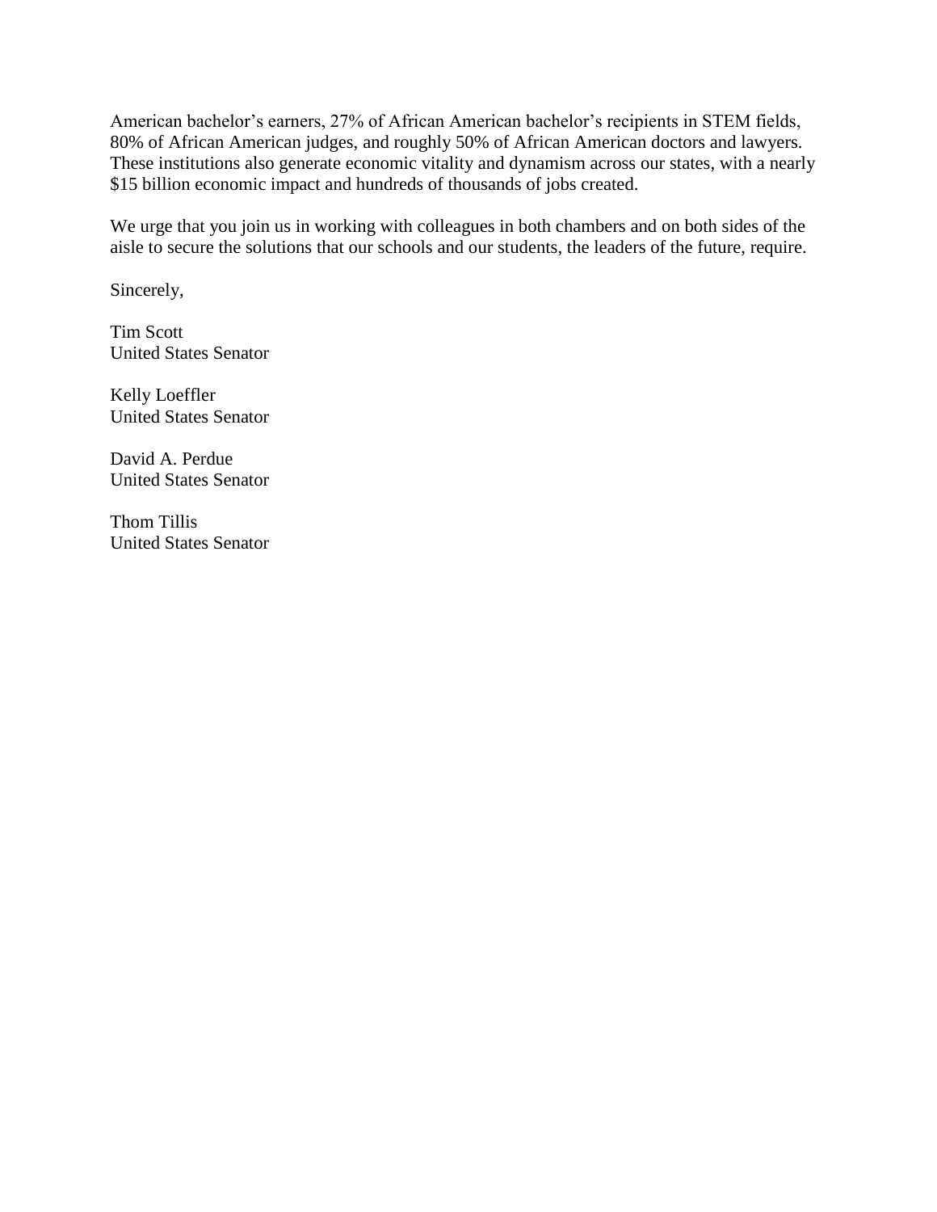American bachelor's earners, 27% of African American bachelor's recipients in STEM fields, 80% of African American judges, and roughly 50% of African American doctors and lawyers. These institutions also generate economic vitality and dynamism across our states, with a nearly $15 billion economic impact and hundreds of thousands of jobs created.

We urge that you join us in working with colleagues in both chambers and on both sides of the aisle to secure the solutions that our schools and our students, the leaders of the future, require.

Sincerely,

Tim Scott
United States Senator

Kelly Loeffler
United States Senator

David A. Perdue
United States Senator

Thom Tillis
United States Senator